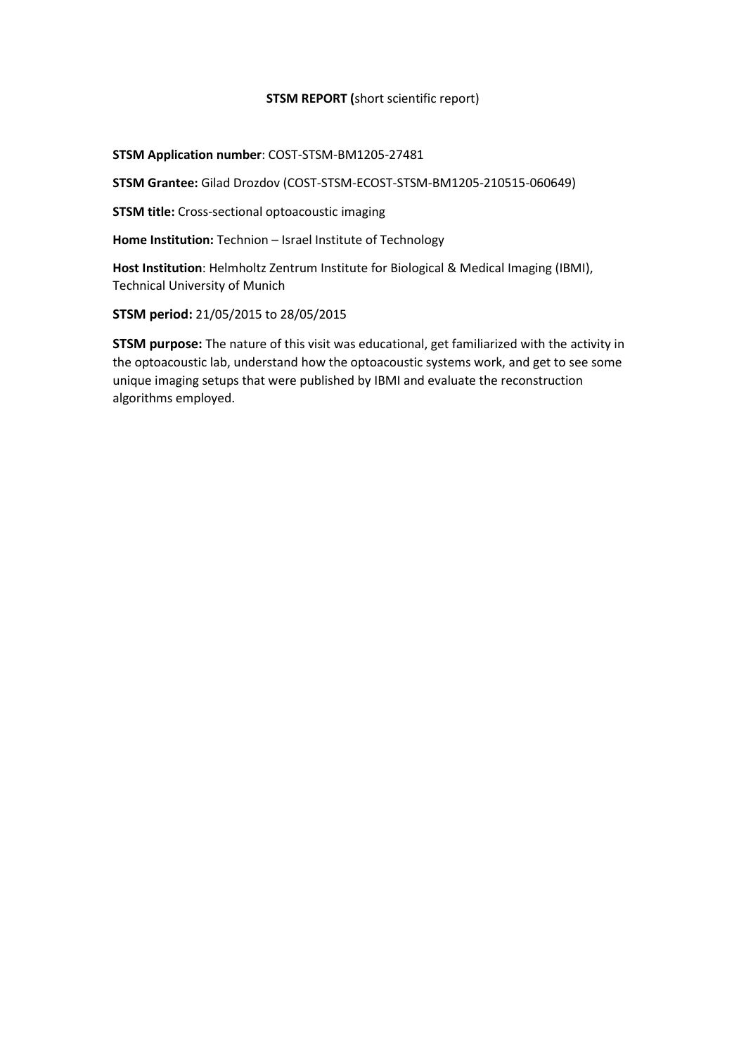**STSM REPORT (**short scientific report)

**STSM Application number**: COST-STSM-BM1205-27481

**STSM Grantee:** Gilad Drozdov (COST-STSM-ECOST-STSM-BM1205-210515-060649)

**STSM title:** Cross-sectional optoacoustic imaging

**Home Institution:** Technion – Israel Institute of Technology

**Host Institution**: Helmholtz Zentrum Institute for Biological & Medical Imaging (IBMI), Technical University of Munich

**STSM period:** 21/05/2015 to 28/05/2015

**STSM purpose:** The nature of this visit was educational, get familiarized with the activity in the optoacoustic lab, understand how the optoacoustic systems work, and get to see some unique imaging setups that were published by IBMI and evaluate the reconstruction algorithms employed.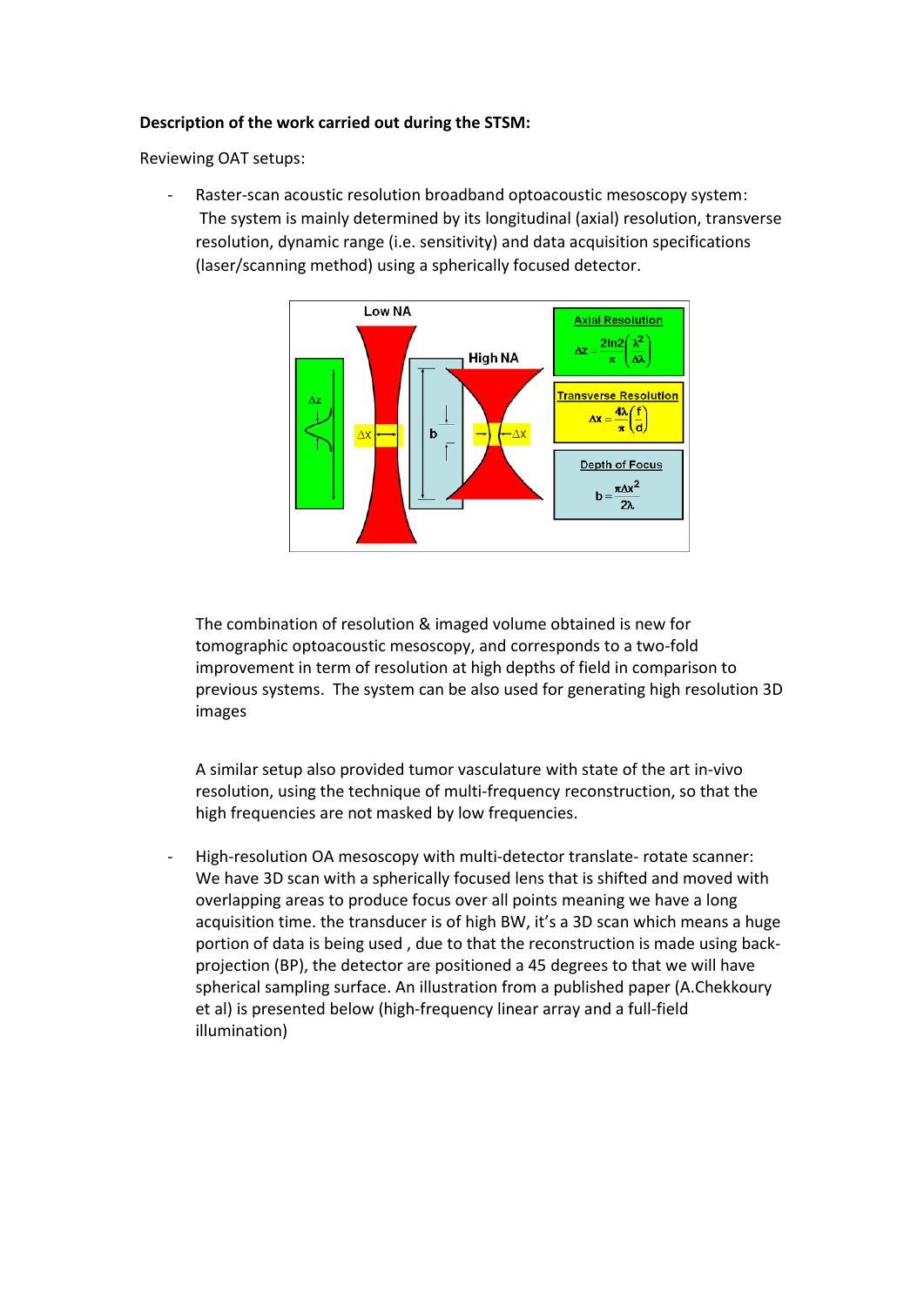**Description of the work carried out during the STSM:**

Reviewing OAT setups:

- Raster-scan acoustic resolution broadband optoacoustic mesoscopy system: The system is mainly determined by its longitudinal (axial) resolution, transverse resolution, dynamic range (i.e. sensitivity) and data acquisition specifications (laser/scanning method) using a spherically focused detector.

  Low NA

  High NA

  Axial Resolution

  $$\Delta z = \frac{2\ln 2}{\pi}\left(\frac{\lambda^2}{\Delta\lambda}\right)$$

  Transverse Resolution

  $$\Delta x = \frac{4\lambda}{\pi}\left(\frac{f}{d}\right)$$

  Depth of Focus

  $$b = \frac{\pi \Delta x^2}{2\lambda}$$

  The combination of resolution & imaged volume obtained is new for tomographic optoacoustic mesoscopy, and corresponds to a two-fold improvement in term of resolution at high depths of field in comparison to previous systems. The system can be also used for generating high resolution 3D images

  A similar setup also provided tumor vasculature with state of the art in-vivo resolution, using the technique of multi-frequency reconstruction, so that the high frequencies are not masked by low frequencies.

- High-resolution OA mesoscopy with multi-detector translate- rotate scanner: We have 3D scan with a spherically focused lens that is shifted and moved with overlapping areas to produce focus over all points meaning we have a long acquisition time. the transducer is of high BW, it's a 3D scan which means a huge portion of data is being used , due to that the reconstruction is made using back-projection (BP), the detector are positioned a 45 degrees to that we will have spherical sampling surface. An illustration from a published paper (A.Chekkoury et al) is presented below (high-frequency linear array and a full-field illumination)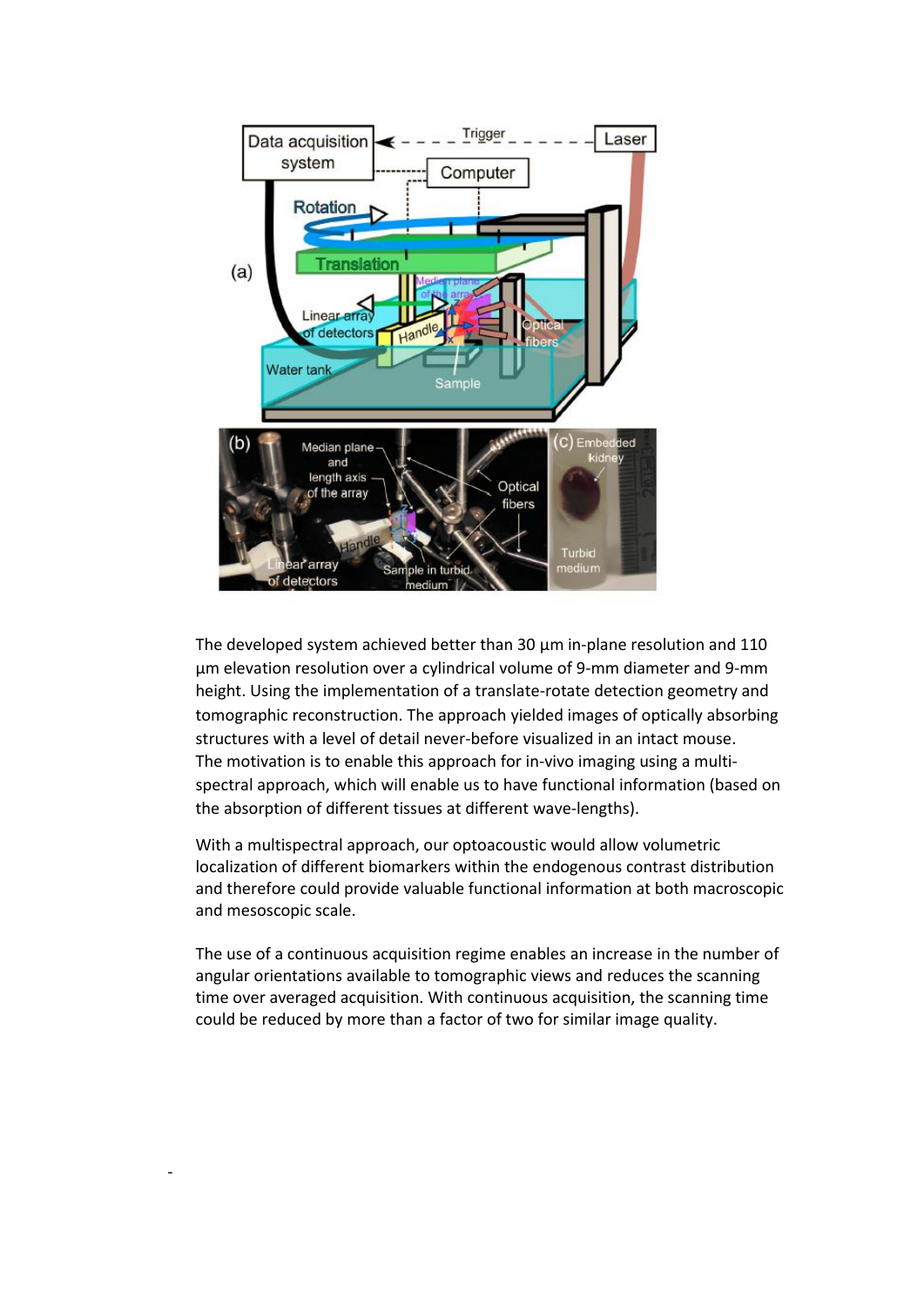The developed system achieved better than 30 µm in-plane resolution and 110 µm elevation resolution over a cylindrical volume of 9-mm diameter and 9-mm height. Using the implementation of a translate-rotate detection geometry and tomographic reconstruction. The approach yielded images of optically absorbing structures with a level of detail never-before visualized in an intact mouse. The motivation is to enable this approach for in-vivo imaging using a multi-spectral approach, which will enable us to have functional information (based on the absorption of different tissues at different wave-lengths).

With a multispectral approach, our optoacoustic would allow volumetric localization of different biomarkers within the endogenous contrast distribution and therefore could provide valuable functional information at both macroscopic and mesoscopic scale.

The use of a continuous acquisition regime enables an increase in the number of angular orientations available to tomographic views and reduces the scanning time over averaged acquisition. With continuous acquisition, the scanning time could be reduced by more than a factor of two for similar image quality.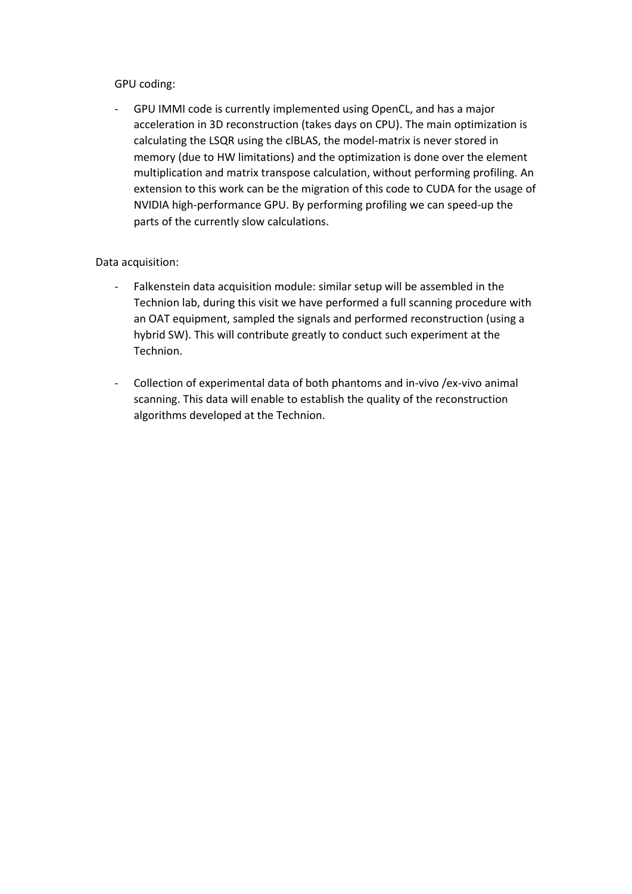GPU coding:

- GPU IMMI code is currently implemented using OpenCL, and has a major acceleration in 3D reconstruction (takes days on CPU). The main optimization is calculating the LSQR using the clBLAS, the model-matrix is never stored in memory (due to HW limitations) and the optimization is done over the element multiplication and matrix transpose calculation, without performing profiling. An extension to this work can be the migration of this code to CUDA for the usage of NVIDIA high-performance GPU. By performing profiling we can speed-up the parts of the currently slow calculations.

Data acquisition:

- Falkenstein data acquisition module: similar setup will be assembled in the Technion lab, during this visit we have performed a full scanning procedure with an OAT equipment, sampled the signals and performed reconstruction (using a hybrid SW). This will contribute greatly to conduct such experiment at the Technion.

- Collection of experimental data of both phantoms and in-vivo /ex-vivo animal scanning. This data will enable to establish the quality of the reconstruction algorithms developed at the Technion.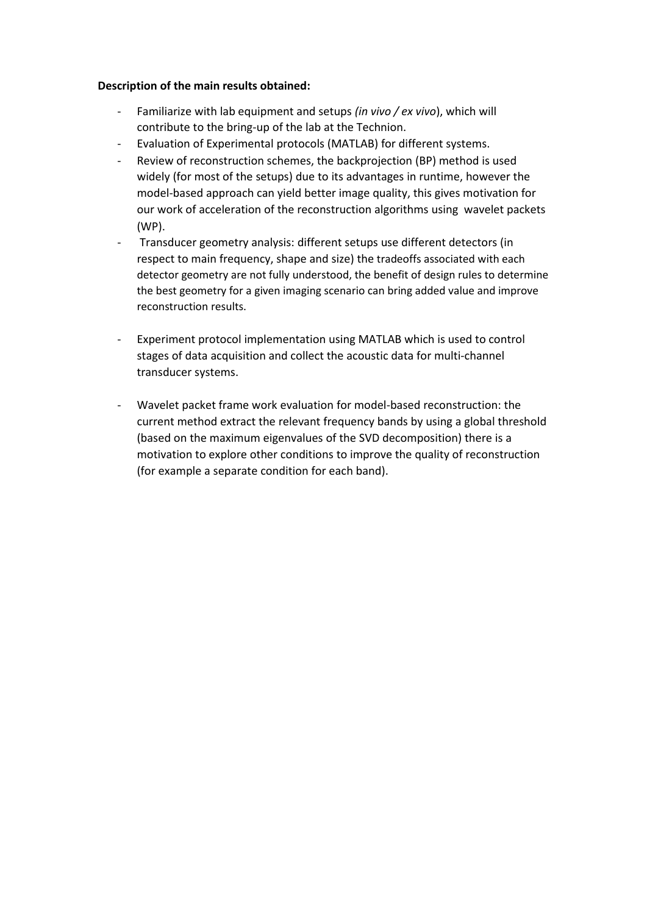**Description of the main results obtained:**

- Familiarize with lab equipment and setups *(in vivo / ex vivo*), which will contribute to the bring-up of the lab at the Technion.
- Evaluation of Experimental protocols (MATLAB) for different systems.
- Review of reconstruction schemes, the backprojection (BP) method is used widely (for most of the setups) due to its advantages in runtime, however the model-based approach can yield better image quality, this gives motivation for our work of acceleration of the reconstruction algorithms using wavelet packets (WP).
- Transducer geometry analysis: different setups use different detectors (in respect to main frequency, shape and size) the tradeoffs associated with each detector geometry are not fully understood, the benefit of design rules to determine the best geometry for a given imaging scenario can bring added value and improve reconstruction results.
- Experiment protocol implementation using MATLAB which is used to control stages of data acquisition and collect the acoustic data for multi-channel transducer systems.
- Wavelet packet frame work evaluation for model-based reconstruction: the current method extract the relevant frequency bands by using a global threshold (based on the maximum eigenvalues of the SVD decomposition) there is a motivation to explore other conditions to improve the quality of reconstruction (for example a separate condition for each band).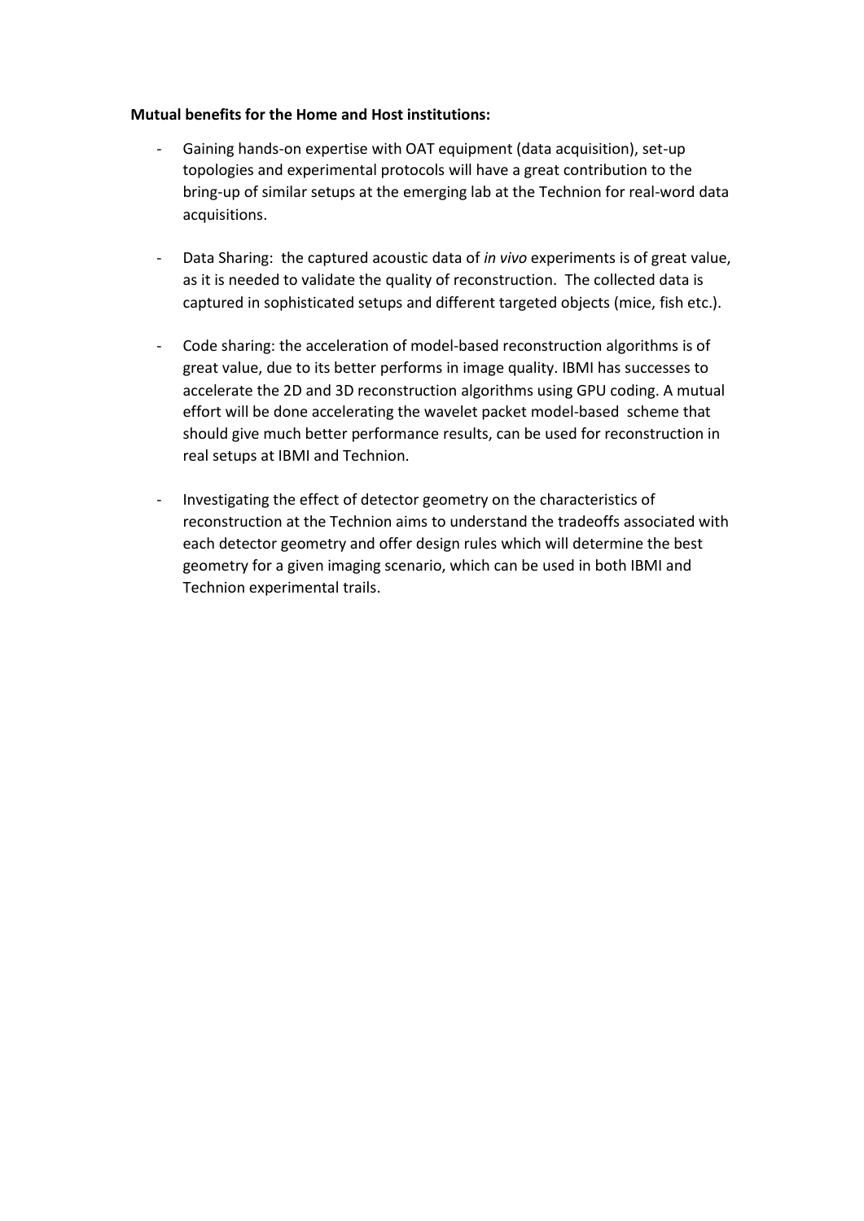**Mutual benefits for the Home and Host institutions:**

- Gaining hands-on expertise with OAT equipment (data acquisition), set-up topologies and experimental protocols will have a great contribution to the bring-up of similar setups at the emerging lab at the Technion for real-word data acquisitions.

- Data Sharing: the captured acoustic data of *in vivo* experiments is of great value, as it is needed to validate the quality of reconstruction. The collected data is captured in sophisticated setups and different targeted objects (mice, fish etc.).

- Code sharing: the acceleration of model-based reconstruction algorithms is of great value, due to its better performs in image quality. IBMI has successes to accelerate the 2D and 3D reconstruction algorithms using GPU coding. A mutual effort will be done accelerating the wavelet packet model-based scheme that should give much better performance results, can be used for reconstruction in real setups at IBMI and Technion.

- Investigating the effect of detector geometry on the characteristics of reconstruction at the Technion aims to understand the tradeoffs associated with each detector geometry and offer design rules which will determine the best geometry for a given imaging scenario, which can be used in both IBMI and Technion experimental trails.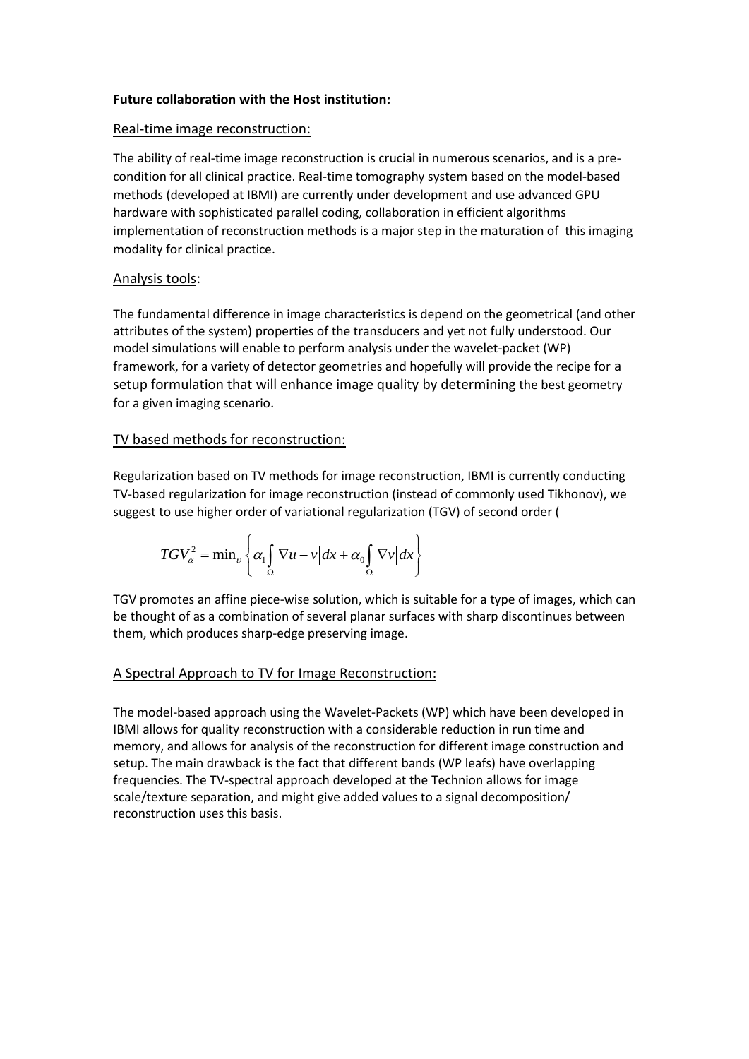**Future collaboration with the Host institution:**

## Real-time image reconstruction:

The ability of real-time image reconstruction is crucial in numerous scenarios, and is a pre-condition for all clinical practice. Real-time tomography system based on the model-based methods (developed at IBMI) are currently under development and use advanced GPU hardware with sophisticated parallel coding, collaboration in efficient algorithms implementation of reconstruction methods is a major step in the maturation of this imaging modality for clinical practice.

## Analysis tools:

The fundamental difference in image characteristics is depend on the geometrical (and other attributes of the system) properties of the transducers and yet not fully understood. Our model simulations will enable to perform analysis under the wavelet-packet (WP) framework, for a variety of detector geometries and hopefully will provide the recipe for a setup formulation that will enhance image quality by determining the best geometry for a given imaging scenario.

## TV based methods for reconstruction:

Regularization based on TV methods for image reconstruction, IBMI is currently conducting TV-based regularization for image reconstruction (instead of commonly used Tikhonov), we suggest to use higher order of variational regularization (TGV) of second order (

$$TGV_{\alpha}^{2} = \min_{\upsilon} \left\{ \alpha_1 \int_{\Omega} |\nabla u - v| dx + \alpha_0 \int_{\Omega} |\nabla v| dx \right\}$$

TGV promotes an affine piece-wise solution, which is suitable for a type of images, which can be thought of as a combination of several planar surfaces with sharp discontinues between them, which produces sharp-edge preserving image.

## A Spectral Approach to TV for Image Reconstruction:

The model-based approach using the Wavelet-Packets (WP) which have been developed in IBMI allows for quality reconstruction with a considerable reduction in run time and memory, and allows for analysis of the reconstruction for different image construction and setup. The main drawback is the fact that different bands (WP leafs) have overlapping frequencies. The TV-spectral approach developed at the Technion allows for image scale/texture separation, and might give added values to a signal decomposition/ reconstruction uses this basis.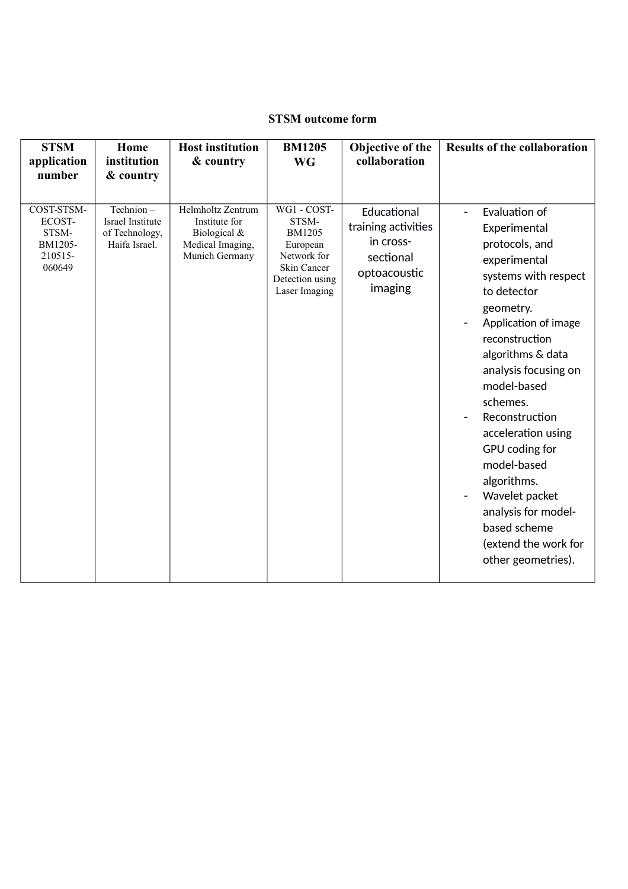**STSM outcome form**

| STSM application number | Home institution & country | Host institution & country | BM1205 WG | Objective of the collaboration | Results of the collaboration |
|---|---|---|---|---|---|
| COST-STSM-ECOST-STSM-BM1205-210515-060649 | Technion – Israel Institute of Technology, Haifa Israel. | Helmholtz Zentrum Institute for Biological & Medical Imaging, Munich Germany | WG1 - COST-STSM-BM1205 European Network for Skin Cancer Detection using Laser Imaging | Educational training activities in cross-sectional optoacoustic imaging | - Evaluation of Experimental protocols, and experimental systems with respect to detector geometry.<br>- Application of image reconstruction algorithms & data analysis focusing on model-based schemes.<br>- Reconstruction acceleration using GPU coding for model-based algorithms.<br>- Wavelet packet analysis for model-based scheme (extend the work for other geometries). |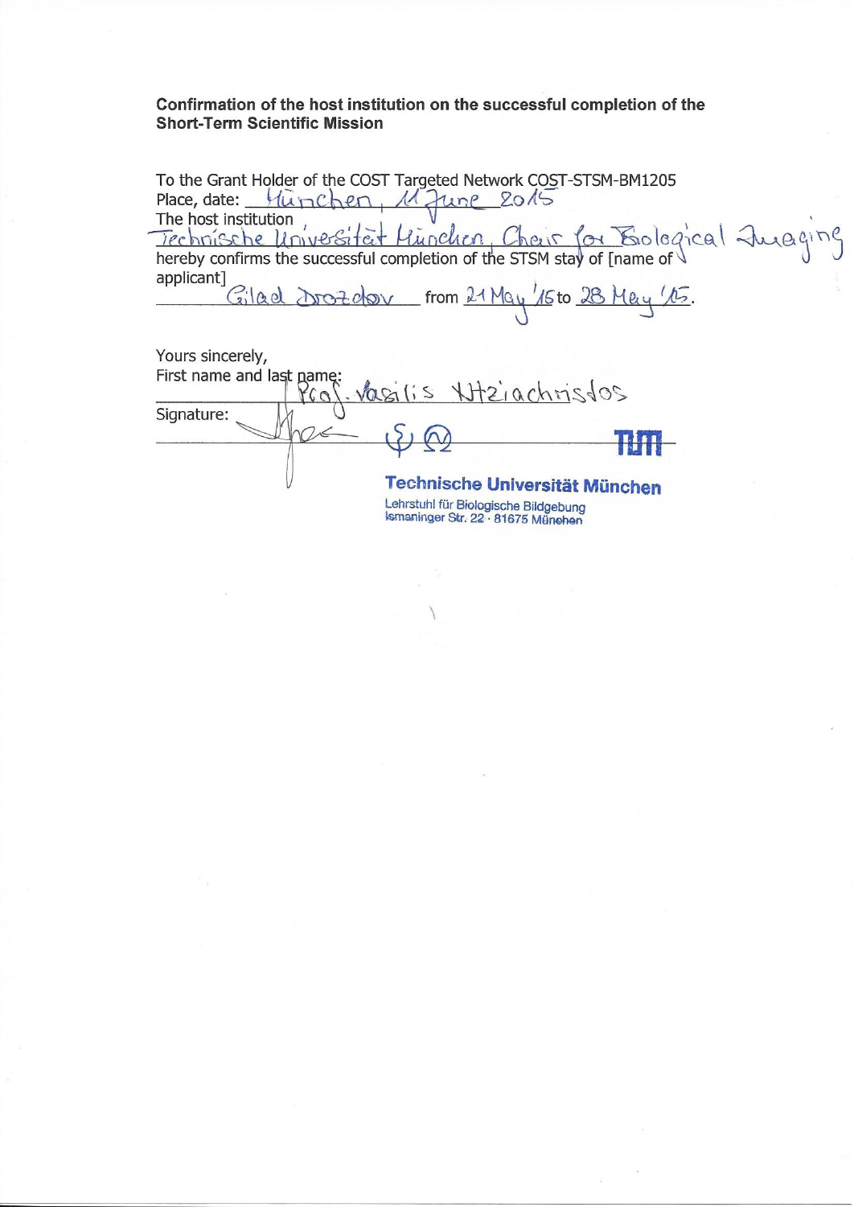**Confirmation of the host institution on the successful completion of the Short-Term Scientific Mission**

To the Grant Holder of the COST Targeted Network COST-STSM-BM1205

Place, date: München, 11 June 2015

The host institution

Technische Universität München, Chair for Biological Imaging

hereby confirms the successful completion of the STSM stay of [name of applicant]

Gilad Drozdov from 21 May '15 to 28 May '15.

Yours sincerely,

First name and last name: Prof. Vasilis Ntziachristos

Signature:

**Technische Universität München**

Lehrstuhl für Biologische Bildgebung

Ismaninger Str. 22 · 81675 München